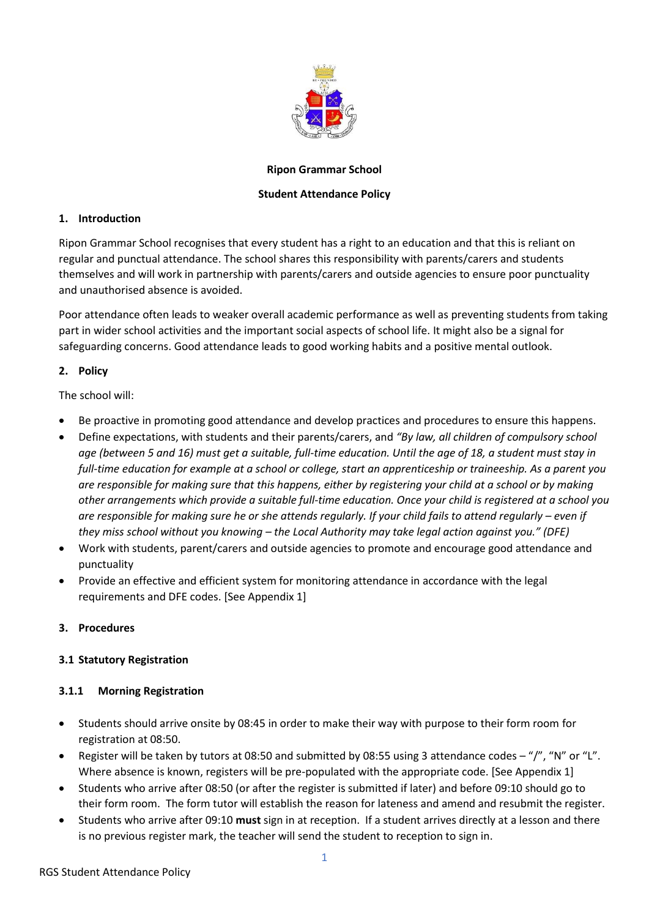**Ripon Grammar School**

**Student Attendance Policy**

## 1. Introduction

Ripon Grammar School recognises that every student has a right to an education and that this is reliant on regular and punctual attendance. The school shares this responsibility with parents/carers and students themselves and will work in partnership with parents/carers and outside agencies to ensure poor punctuality and unauthorised absence is avoided.

Poor attendance often leads to weaker overall academic performance as well as preventing students from taking part in wider school activities and the important social aspects of school life. It might also be a signal for safeguarding concerns. Good attendance leads to good working habits and a positive mental outlook.

## 2. Policy

The school will:

- Be proactive in promoting good attendance and develop practices and procedures to ensure this happens.
- Define expectations, with students and their parents/carers, and *"By law, all children of compulsory school age (between 5 and 16) must get a suitable, full-time education. Until the age of 18, a student must stay in full-time education for example at a school or college, start an apprenticeship or traineeship. As a parent you are responsible for making sure that this happens, either by registering your child at a school or by making other arrangements which provide a suitable full-time education. Once your child is registered at a school you are responsible for making sure he or she attends regularly. If your child fails to attend regularly – even if they miss school without you knowing – the Local Authority may take legal action against you." (DFE)*
- Work with students, parent/carers and outside agencies to promote and encourage good attendance and punctuality
- Provide an effective and efficient system for monitoring attendance in accordance with the legal requirements and DFE codes. [See Appendix 1]

## 3. Procedures

### 3.1 Statutory Registration

#### 3.1.1 Morning Registration

- Students should arrive onsite by 08:45 in order to make their way with purpose to their form room for registration at 08:50.
- Register will be taken by tutors at 08:50 and submitted by 08:55 using 3 attendance codes – "/", "N" or "L". Where absence is known, registers will be pre-populated with the appropriate code. [See Appendix 1]
- Students who arrive after 08:50 (or after the register is submitted if later) and before 09:10 should go to their form room. The form tutor will establish the reason for lateness and amend and resubmit the register.
- Students who arrive after 09:10 **must** sign in at reception. If a student arrives directly at a lesson and there is no previous register mark, the teacher will send the student to reception to sign in.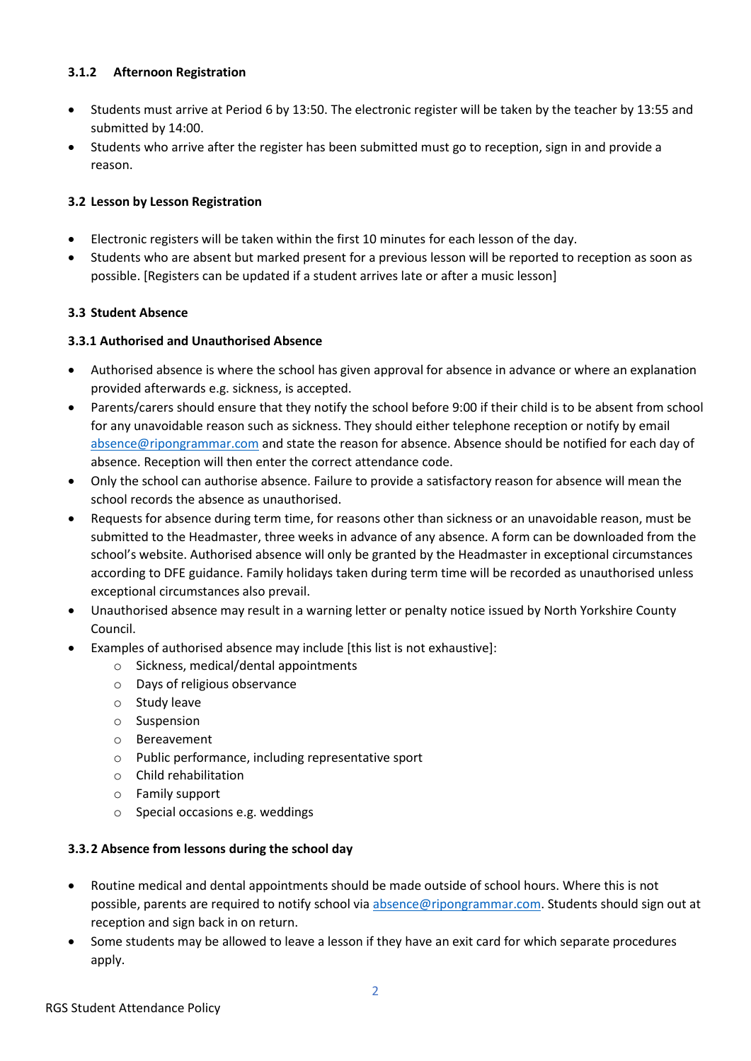#### 3.1.2 Afternoon Registration

- Students must arrive at Period 6 by 13:50. The electronic register will be taken by the teacher by 13:55 and submitted by 14:00.
- Students who arrive after the register has been submitted must go to reception, sign in and provide a reason.

### 3.2 Lesson by Lesson Registration

- Electronic registers will be taken within the first 10 minutes for each lesson of the day.
- Students who are absent but marked present for a previous lesson will be reported to reception as soon as possible. [Registers can be updated if a student arrives late or after a music lesson]

### 3.3 Student Absence

#### 3.3.1 Authorised and Unauthorised Absence

- Authorised absence is where the school has given approval for absence in advance or where an explanation provided afterwards e.g. sickness, is accepted.
- Parents/carers should ensure that they notify the school before 9:00 if their child is to be absent from school for any unavoidable reason such as sickness. They should either telephone reception or notify by email absence@ripongrammar.com and state the reason for absence. Absence should be notified for each day of absence. Reception will then enter the correct attendance code.
- Only the school can authorise absence. Failure to provide a satisfactory reason for absence will mean the school records the absence as unauthorised.
- Requests for absence during term time, for reasons other than sickness or an unavoidable reason, must be submitted to the Headmaster, three weeks in advance of any absence. A form can be downloaded from the school's website. Authorised absence will only be granted by the Headmaster in exceptional circumstances according to DFE guidance. Family holidays taken during term time will be recorded as unauthorised unless exceptional circumstances also prevail.
- Unauthorised absence may result in a warning letter or penalty notice issued by North Yorkshire County Council.
- Examples of authorised absence may include [this list is not exhaustive]:
  - Sickness, medical/dental appointments
  - Days of religious observance
  - Study leave
  - Suspension
  - Bereavement
  - Public performance, including representative sport
  - Child rehabilitation
  - Family support
  - Special occasions e.g. weddings

#### 3.3.2 Absence from lessons during the school day

- Routine medical and dental appointments should be made outside of school hours. Where this is not possible, parents are required to notify school via absence@ripongrammar.com. Students should sign out at reception and sign back in on return.
- Some students may be allowed to leave a lesson if they have an exit card for which separate procedures apply.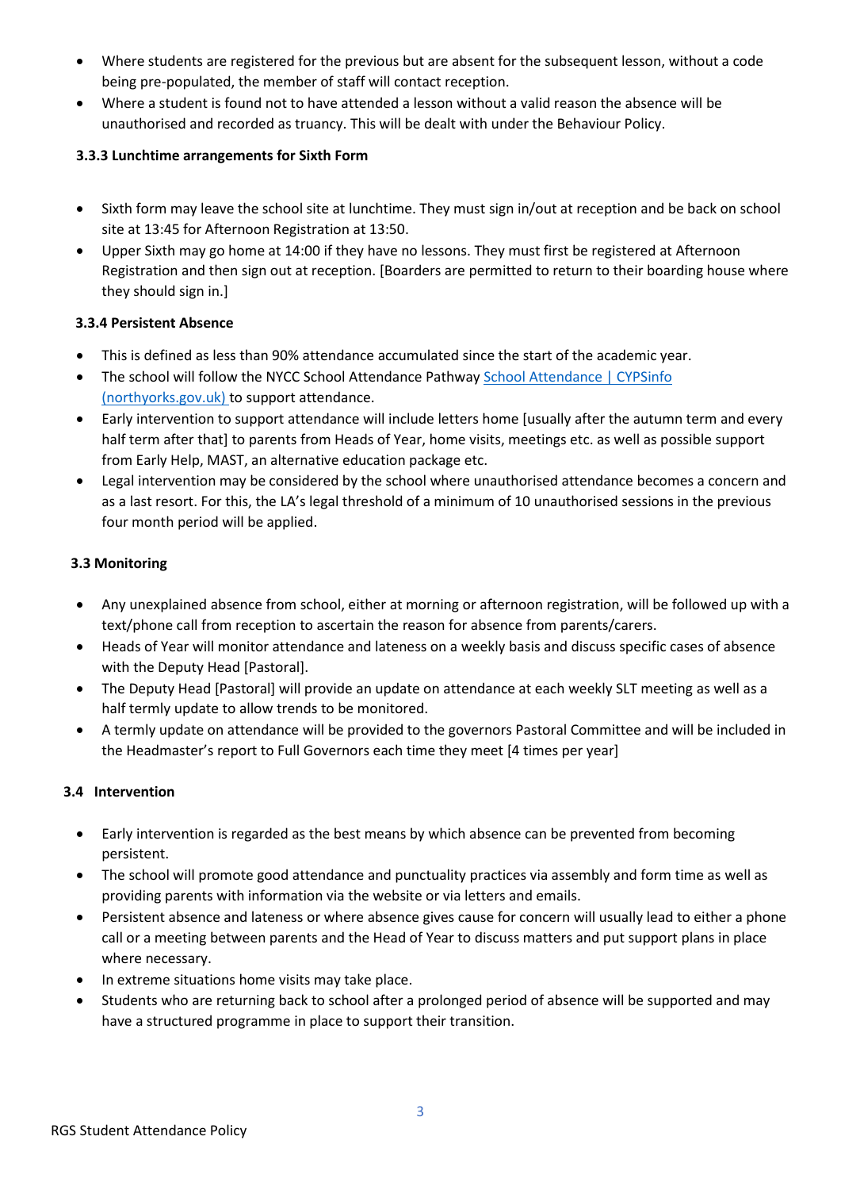- Where students are registered for the previous but are absent for the subsequent lesson, without a code being pre-populated, the member of staff will contact reception.
- Where a student is found not to have attended a lesson without a valid reason the absence will be unauthorised and recorded as truancy. This will be dealt with under the Behaviour Policy.

#### 3.3.3 Lunchtime arrangements for Sixth Form

- Sixth form may leave the school site at lunchtime. They must sign in/out at reception and be back on school site at 13:45 for Afternoon Registration at 13:50.
- Upper Sixth may go home at 14:00 if they have no lessons. They must first be registered at Afternoon Registration and then sign out at reception. [Boarders are permitted to return to their boarding house where they should sign in.]

#### 3.3.4 Persistent Absence

- This is defined as less than 90% attendance accumulated since the start of the academic year.
- The school will follow the NYCC School Attendance Pathway [School Attendance | CYPSinfo (northyorks.gov.uk)] to support attendance.
- Early intervention to support attendance will include letters home [usually after the autumn term and every half term after that] to parents from Heads of Year, home visits, meetings etc. as well as possible support from Early Help, MAST, an alternative education package etc.
- Legal intervention may be considered by the school where unauthorised attendance becomes a concern and as a last resort. For this, the LA's legal threshold of a minimum of 10 unauthorised sessions in the previous four month period will be applied.

### 3.3 Monitoring

- Any unexplained absence from school, either at morning or afternoon registration, will be followed up with a text/phone call from reception to ascertain the reason for absence from parents/carers.
- Heads of Year will monitor attendance and lateness on a weekly basis and discuss specific cases of absence with the Deputy Head [Pastoral].
- The Deputy Head [Pastoral] will provide an update on attendance at each weekly SLT meeting as well as a half termly update to allow trends to be monitored.
- A termly update on attendance will be provided to the governors Pastoral Committee and will be included in the Headmaster's report to Full Governors each time they meet [4 times per year]

### 3.4 Intervention

- Early intervention is regarded as the best means by which absence can be prevented from becoming persistent.
- The school will promote good attendance and punctuality practices via assembly and form time as well as providing parents with information via the website or via letters and emails.
- Persistent absence and lateness or where absence gives cause for concern will usually lead to either a phone call or a meeting between parents and the Head of Year to discuss matters and put support plans in place where necessary.
- In extreme situations home visits may take place.
- Students who are returning back to school after a prolonged period of absence will be supported and may have a structured programme in place to support their transition.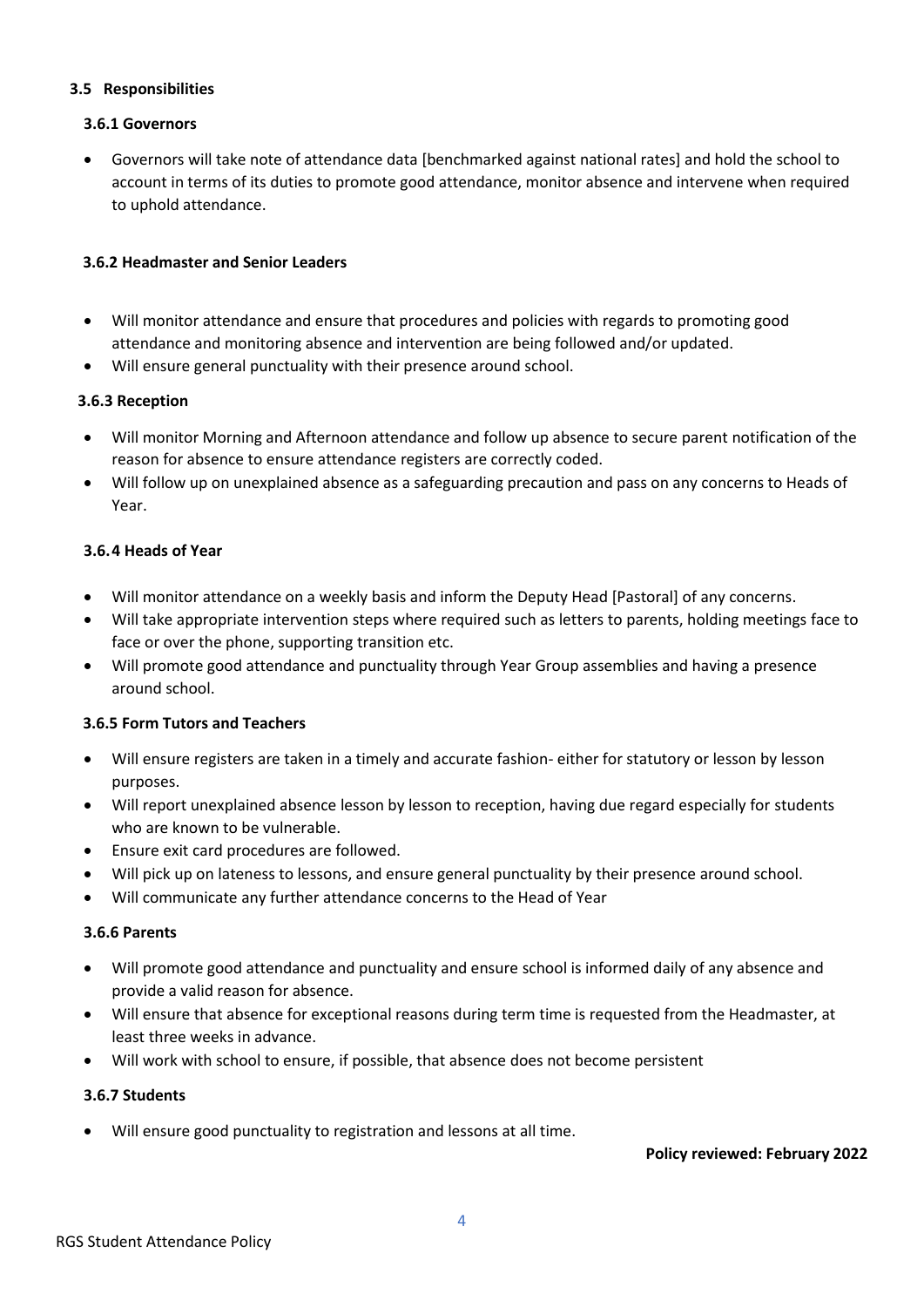### 3.5 Responsibilities

#### 3.6.1 Governors

- Governors will take note of attendance data [benchmarked against national rates] and hold the school to account in terms of its duties to promote good attendance, monitor absence and intervene when required to uphold attendance.

#### 3.6.2 Headmaster and Senior Leaders

- Will monitor attendance and ensure that procedures and policies with regards to promoting good attendance and monitoring absence and intervention are being followed and/or updated.
- Will ensure general punctuality with their presence around school.

#### 3.6.3 Reception

- Will monitor Morning and Afternoon attendance and follow up absence to secure parent notification of the reason for absence to ensure attendance registers are correctly coded.
- Will follow up on unexplained absence as a safeguarding precaution and pass on any concerns to Heads of Year.

#### 3.6.4 Heads of Year

- Will monitor attendance on a weekly basis and inform the Deputy Head [Pastoral] of any concerns.
- Will take appropriate intervention steps where required such as letters to parents, holding meetings face to face or over the phone, supporting transition etc.
- Will promote good attendance and punctuality through Year Group assemblies and having a presence around school.

#### 3.6.5 Form Tutors and Teachers

- Will ensure registers are taken in a timely and accurate fashion- either for statutory or lesson by lesson purposes.
- Will report unexplained absence lesson by lesson to reception, having due regard especially for students who are known to be vulnerable.
- Ensure exit card procedures are followed.
- Will pick up on lateness to lessons, and ensure general punctuality by their presence around school.
- Will communicate any further attendance concerns to the Head of Year

#### 3.6.6 Parents

- Will promote good attendance and punctuality and ensure school is informed daily of any absence and provide a valid reason for absence.
- Will ensure that absence for exceptional reasons during term time is requested from the Headmaster, at least three weeks in advance.
- Will work with school to ensure, if possible, that absence does not become persistent

#### 3.6.7 Students

- Will ensure good punctuality to registration and lessons at all time.

**Policy reviewed: February 2022**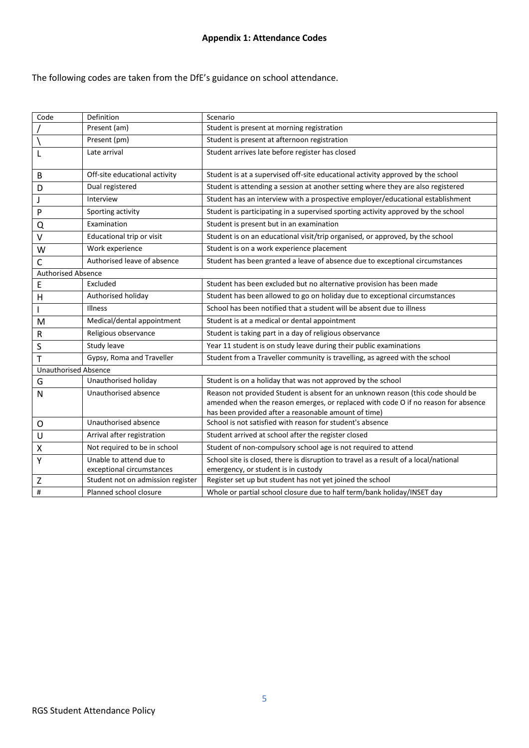### Appendix 1: Attendance Codes

The following codes are taken from the DfE's guidance on school attendance.

| Code | Definition | Scenario |
|---|---|---|
| / | Present (am) | Student is present at morning registration |
| \ | Present (pm) | Student is present at afternoon registration |
| L | Late arrival | Student arrives late before register has closed |
| B | Off-site educational activity | Student is at a supervised off-site educational activity approved by the school |
| D | Dual registered | Student is attending a session at another setting where they are also registered |
| J | Interview | Student has an interview with a prospective employer/educational establishment |
| P | Sporting activity | Student is participating in a supervised sporting activity approved by the school |
| Q | Examination | Student is present but in an examination |
| V | Educational trip or visit | Student is on an educational visit/trip organised, or approved, by the school |
| W | Work experience | Student is on a work experience placement |
| C | Authorised leave of absence | Student has been granted a leave of absence due to exceptional circumstances |
| Authorised Absence | | |
| E | Excluded | Student has been excluded but no alternative provision has been made |
| H | Authorised holiday | Student has been allowed to go on holiday due to exceptional circumstances |
| I | Illness | School has been notified that a student will be absent due to illness |
| M | Medical/dental appointment | Student is at a medical or dental appointment |
| R | Religious observance | Student is taking part in a day of religious observance |
| S | Study leave | Year 11 student is on study leave during their public examinations |
| T | Gypsy, Roma and Traveller | Student from a Traveller community is travelling, as agreed with the school |
| Unauthorised Absence | | |
| G | Unauthorised holiday | Student is on a holiday that was not approved by the school |
| N | Unauthorised absence | Reason not provided Student is absent for an unknown reason (this code should be amended when the reason emerges, or replaced with code O if no reason for absence has been provided after a reasonable amount of time) |
| O | Unauthorised absence | School is not satisfied with reason for student's absence |
| U | Arrival after registration | Student arrived at school after the register closed |
| X | Not required to be in school | Student of non-compulsory school age is not required to attend |
| Y | Unable to attend due to exceptional circumstances | School site is closed, there is disruption to travel as a result of a local/national emergency, or student is in custody |
| Z | Student not on admission register | Register set up but student has not yet joined the school |
| # | Planned school closure | Whole or partial school closure due to half term/bank holiday/INSET day |